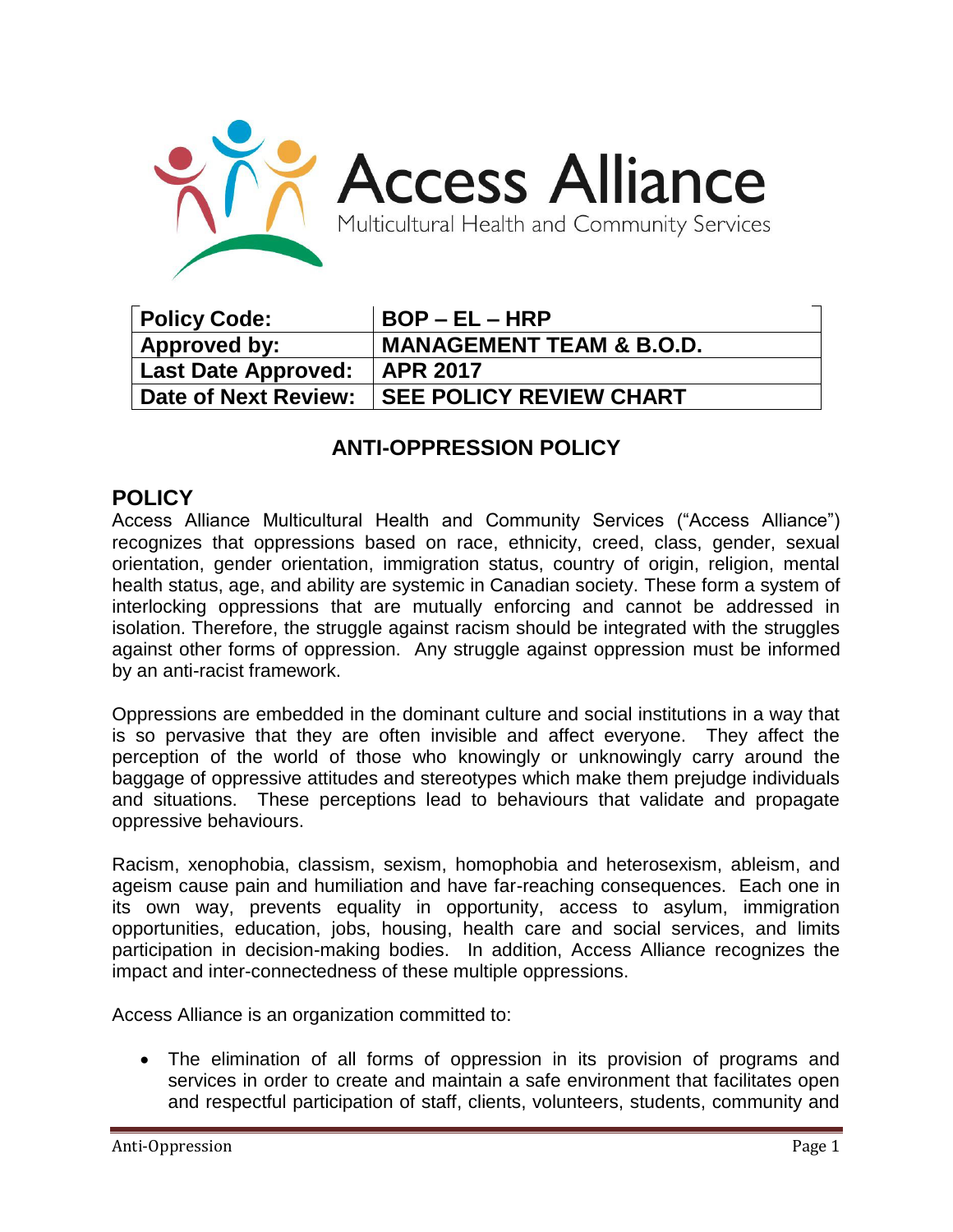Access Alliance
Multicultural Health and Community Services

| Policy Code: | BOP – EL – HRP |
|---|---|
| Approved by: | MANAGEMENT TEAM & B.O.D. |
| Last Date Approved: | APR 2017 |
| Date of Next Review: | SEE POLICY REVIEW CHART |

# ANTI-OPPRESSION POLICY

## POLICY

Access Alliance Multicultural Health and Community Services ("Access Alliance") recognizes that oppressions based on race, ethnicity, creed, class, gender, sexual orientation, gender orientation, immigration status, country of origin, religion, mental health status, age, and ability are systemic in Canadian society. These form a system of interlocking oppressions that are mutually enforcing and cannot be addressed in isolation. Therefore, the struggle against racism should be integrated with the struggles against other forms of oppression. Any struggle against oppression must be informed by an anti-racist framework.

Oppressions are embedded in the dominant culture and social institutions in a way that is so pervasive that they are often invisible and affect everyone. They affect the perception of the world of those who knowingly or unknowingly carry around the baggage of oppressive attitudes and stereotypes which make them prejudge individuals and situations. These perceptions lead to behaviours that validate and propagate oppressive behaviours.

Racism, xenophobia, classism, sexism, homophobia and heterosexism, ableism, and ageism cause pain and humiliation and have far-reaching consequences. Each one in its own way, prevents equality in opportunity, access to asylum, immigration opportunities, education, jobs, housing, health care and social services, and limits participation in decision-making bodies. In addition, Access Alliance recognizes the impact and inter-connectedness of these multiple oppressions.

Access Alliance is an organization committed to:

- The elimination of all forms of oppression in its provision of programs and services in order to create and maintain a safe environment that facilitates open and respectful participation of staff, clients, volunteers, students, community and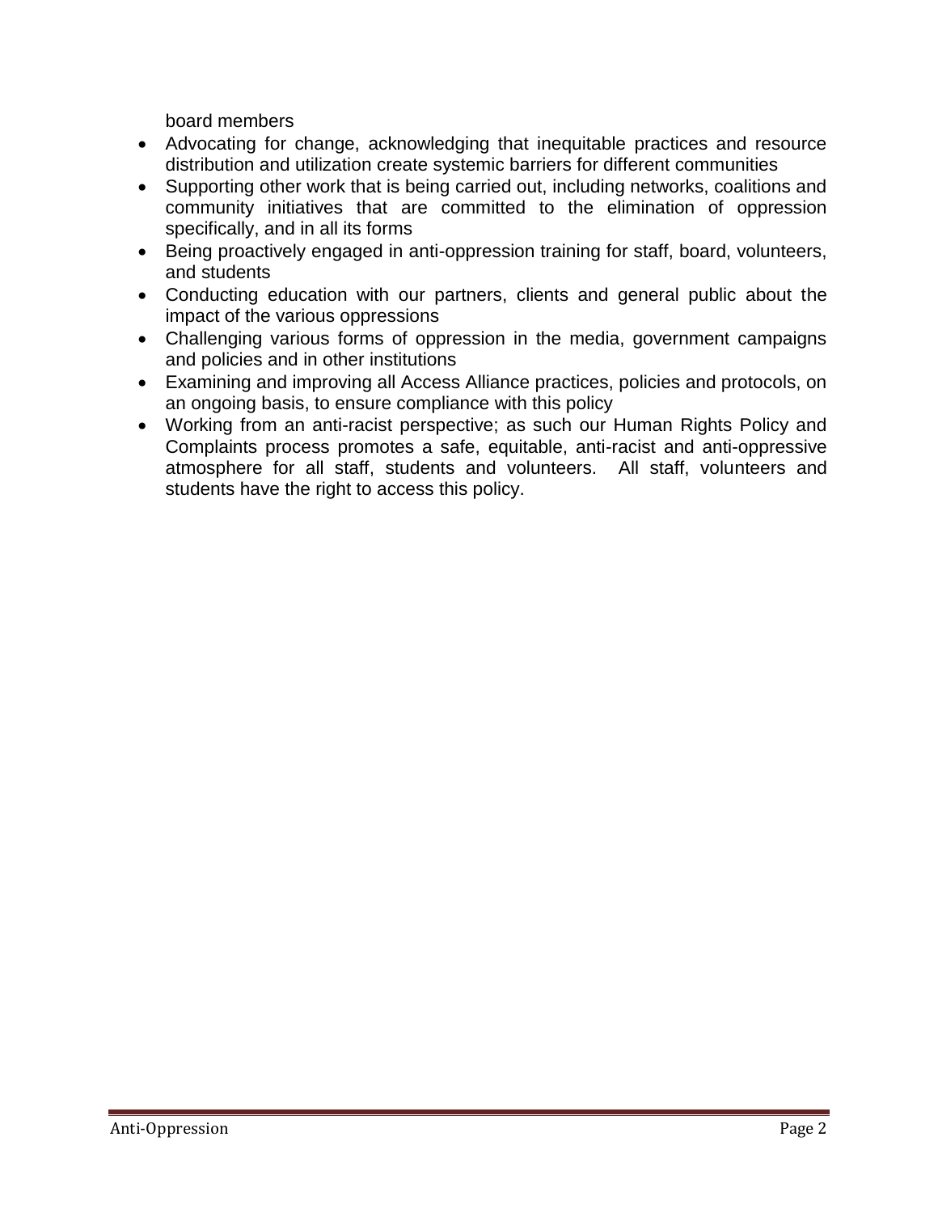board members

- Advocating for change, acknowledging that inequitable practices and resource distribution and utilization create systemic barriers for different communities
- Supporting other work that is being carried out, including networks, coalitions and community initiatives that are committed to the elimination of oppression specifically, and in all its forms
- Being proactively engaged in anti-oppression training for staff, board, volunteers, and students
- Conducting education with our partners, clients and general public about the impact of the various oppressions
- Challenging various forms of oppression in the media, government campaigns and policies and in other institutions
- Examining and improving all Access Alliance practices, policies and protocols, on an ongoing basis, to ensure compliance with this policy
- Working from an anti-racist perspective; as such our Human Rights Policy and Complaints process promotes a safe, equitable, anti-racist and anti-oppressive atmosphere for all staff, students and volunteers. All staff, volunteers and students have the right to access this policy.